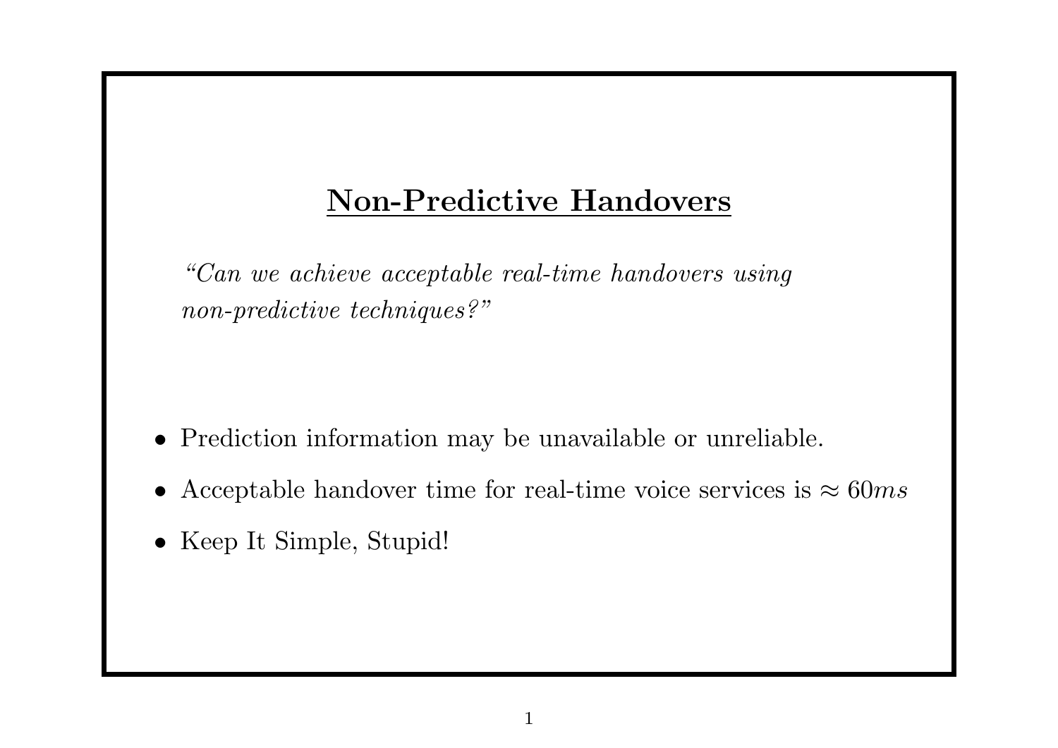# Non-Predictive Handovers

*"Can we achieve acceptable real-time handovers using non-predictive techniques?"*

- Prediction information may be unavailable or unreliable.
- Acceptable handover time for real-time voice services is $\approx 60ms$
- Keep It Simple, Stupid!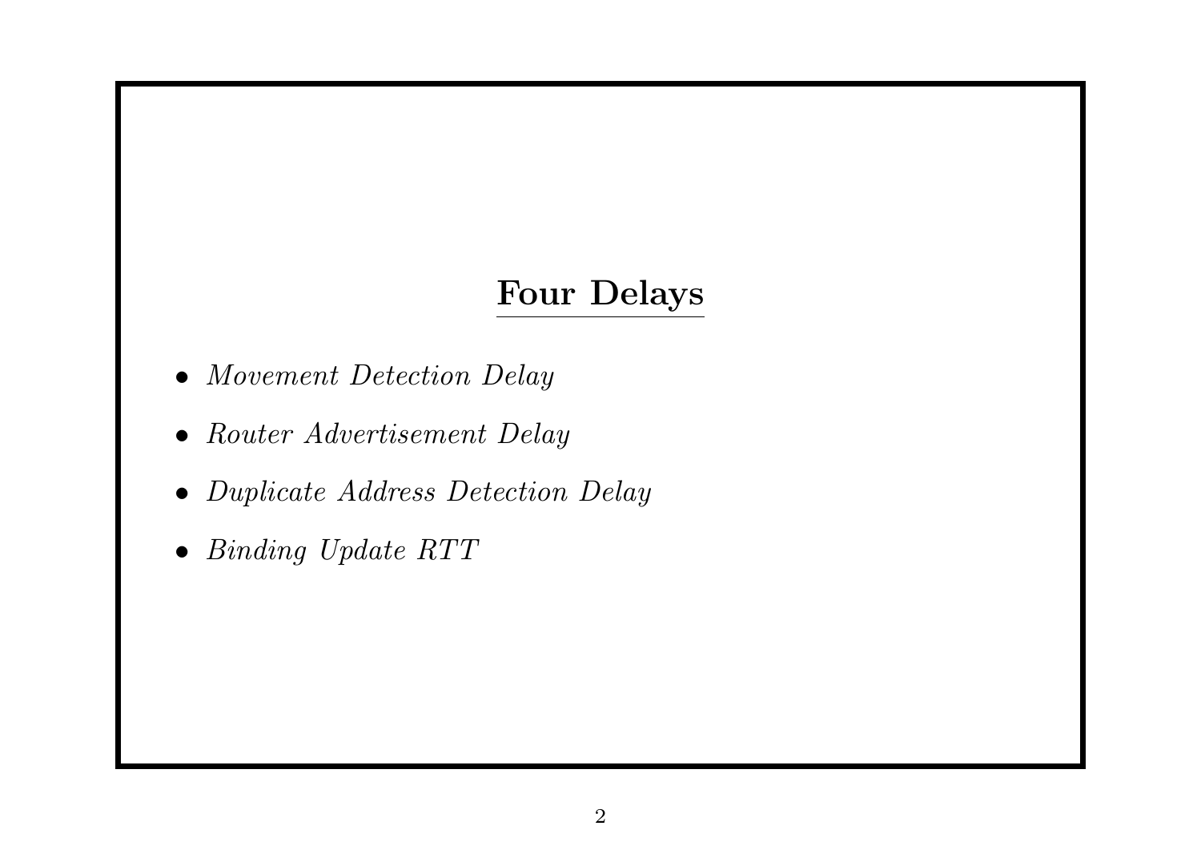## Four Delays

- *Movement Detection Delay*
- *Router Advertisement Delay*
- *Duplicate Address Detection Delay*
- *Binding Update RTT*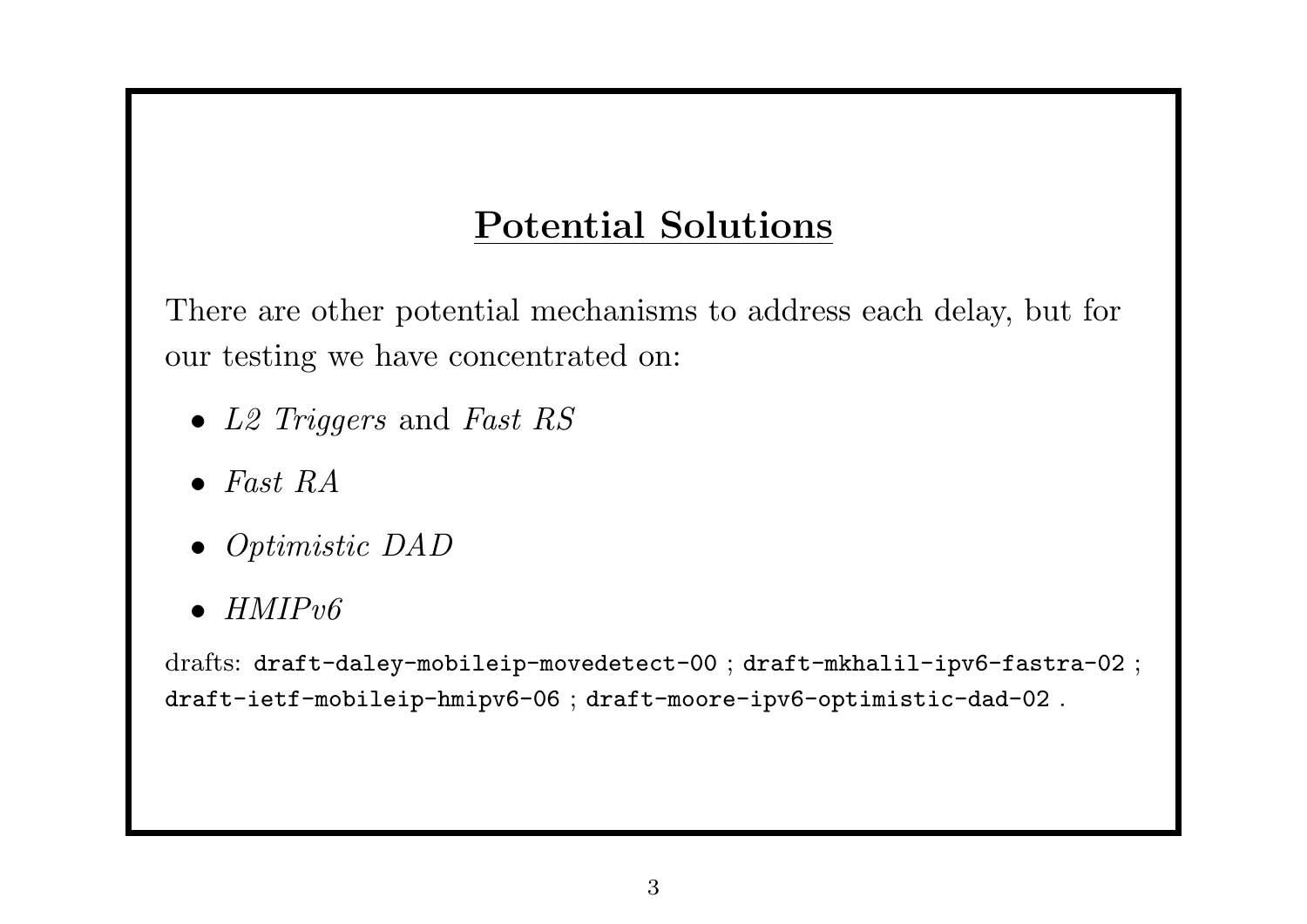## Potential Solutions

There are other potential mechanisms to address each delay, but for our testing we have concentrated on:

- *L2 Triggers* and *Fast RS*
- *Fast RA*
- *Optimistic DAD*
- *HMIPv6*

drafts: `draft-daley-mobileip-movedetect-00` ; `draft-mkhalil-ipv6-fastra-02` ; `draft-ietf-mobileip-hmipv6-06` ; `draft-moore-ipv6-optimistic-dad-02` .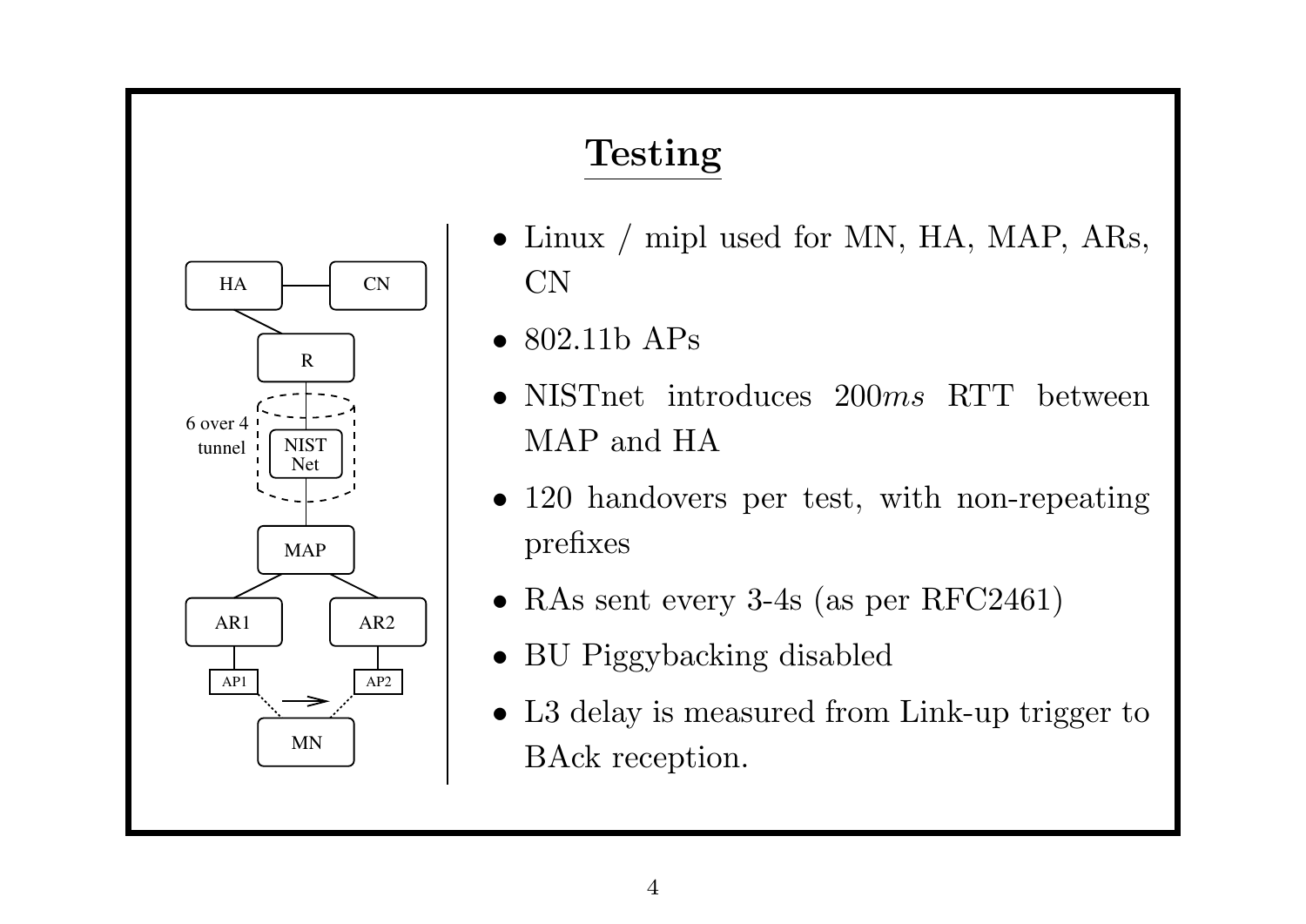# Testing

- Linux / mipl used for MN, HA, MAP, ARs, CN
- 802.11b APs
- NISTnet introduces $200ms$ RTT between MAP and HA
- 120 handovers per test, with non-repeating prefixes
- RAs sent every 3-4s (as per RFC2461)
- BU Piggybacking disabled
- L3 delay is measured from Link-up trigger to BAck reception.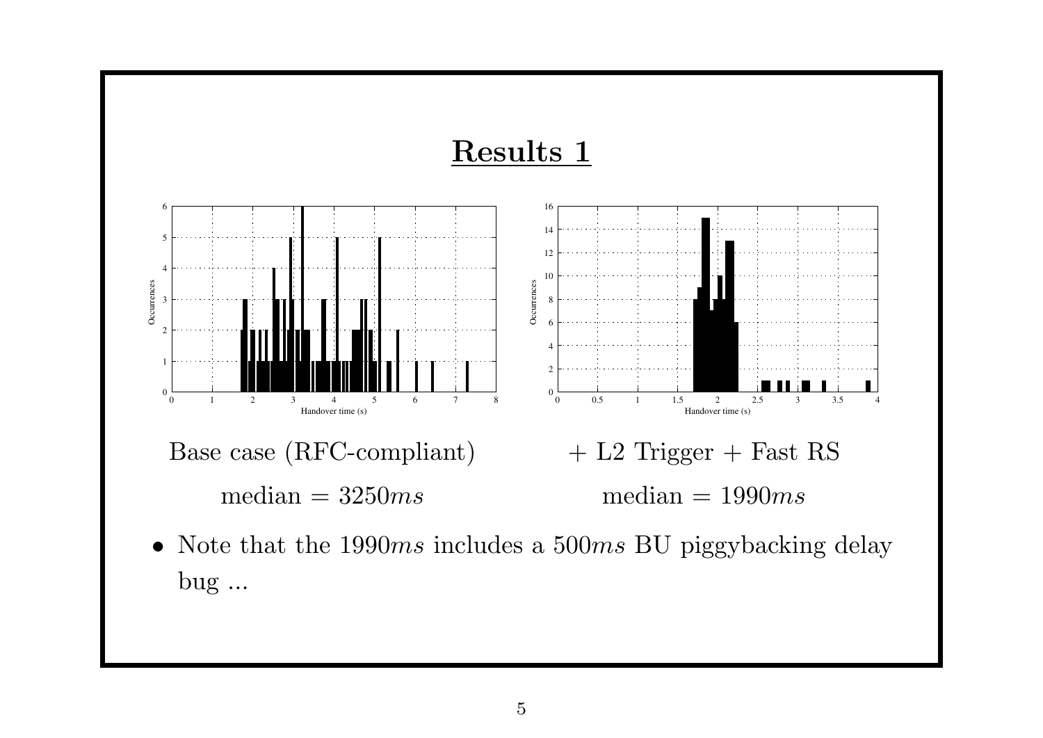# Results 1

Base case (RFC-compliant)

median = 3250$ms$

+ L2 Trigger + Fast RS

median = 1990$ms$

- Note that the 1990$ms$ includes a 500$ms$ BU piggybacking delay bug ...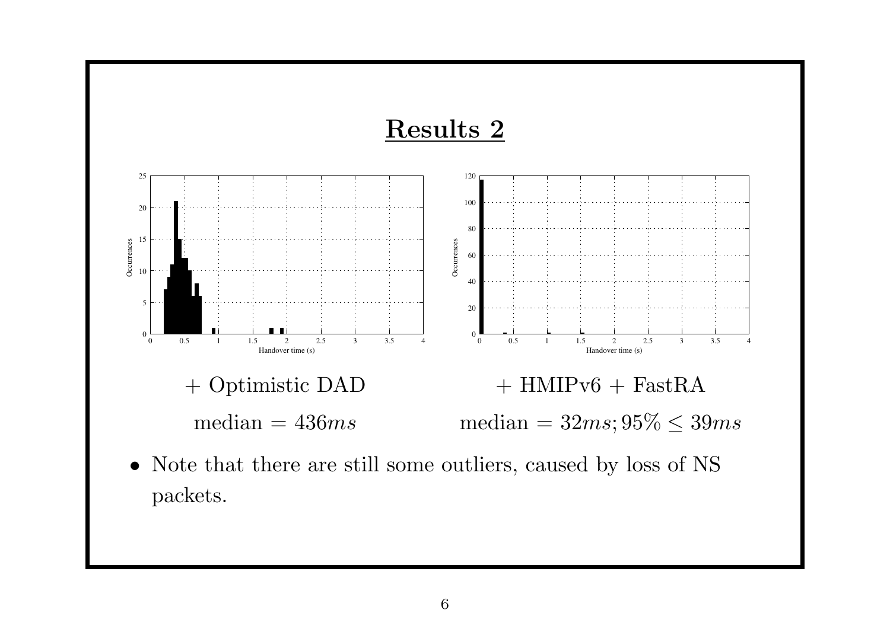## Results 2

+ Optimistic DAD

median = $436ms$

+ HMIPv6 + FastRA

median = $32ms; 95\% \leq 39ms$

- Note that there are still some outliers, caused by loss of NS packets.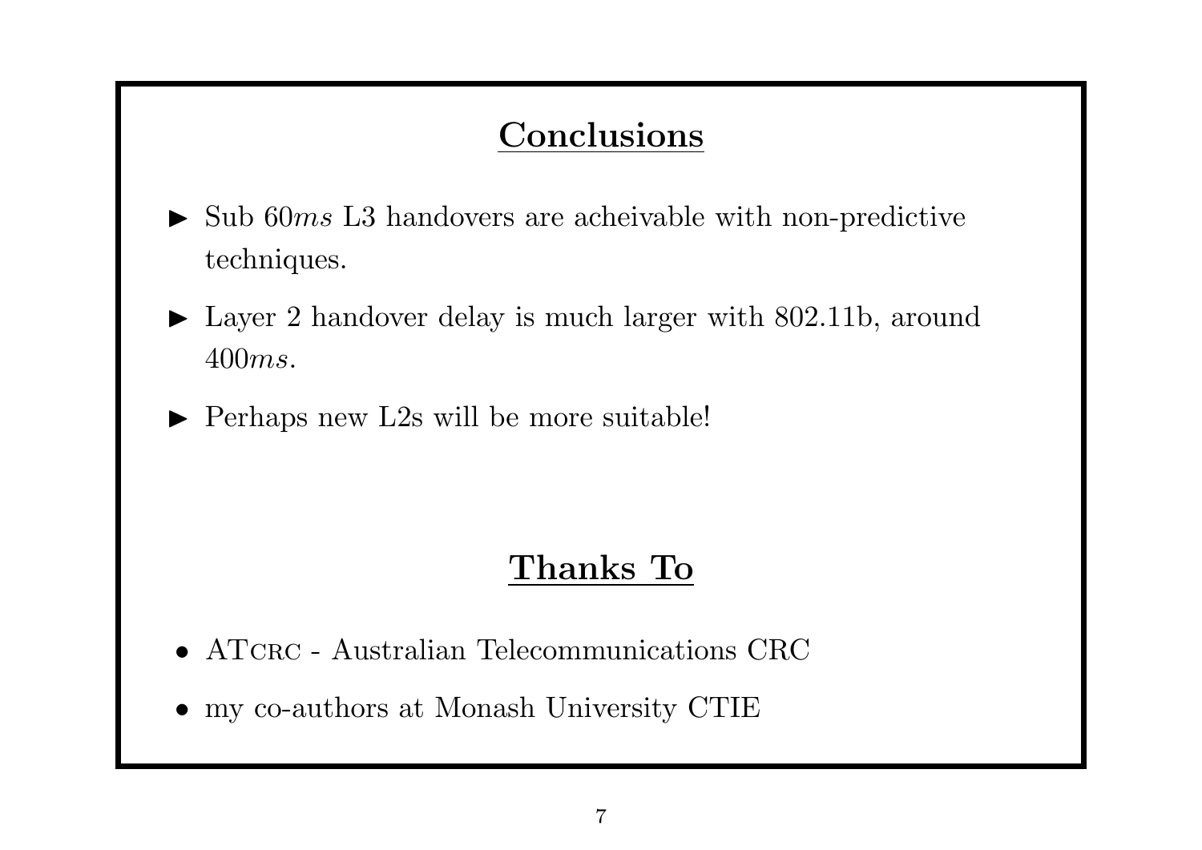## Conclusions

- Sub $60ms$ L3 handovers are acheivable with non-predictive techniques.
- Layer 2 handover delay is much larger with 802.11b, around $400ms$.
- Perhaps new L2s will be more suitable!

## Thanks To

- ATCRC - Australian Telecommunications CRC
- my co-authors at Monash University CTIE